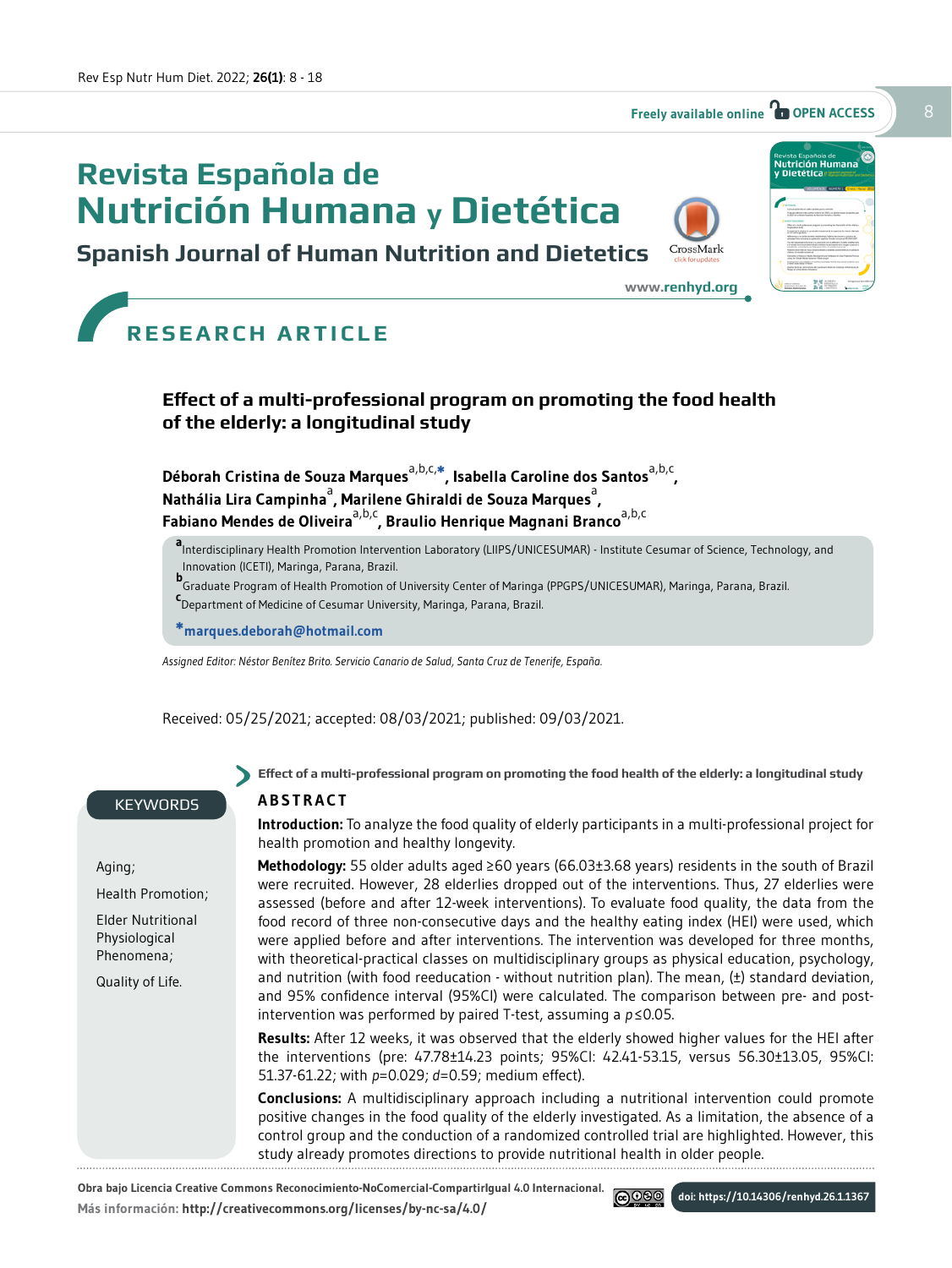# Revista Española de Nutrición Humana y Dietética

## Spanish Journal of Human Nutrition and Dietetics

www.renhyd.org

Freely available online OPEN ACCESS

RESEARCH ARTICLE

# Effect of a multi-professional program on promoting the food health of the elderly: a longitudinal study

**Déborah Cristina de Souza Marques**[a,b,c,*], **Isabella Caroline dos Santos**[a,b,c], **Nathália Lira Campinha**[a], **Marilene Ghiraldi de Souza Marques**[a], **Fabiano Mendes de Oliveira**[a,b,c], **Braulio Henrique Magnani Branco**[a,b,c]

[a] Interdisciplinary Health Promotion Intervention Laboratory (LIIPS/UNICESUMAR) - Institute Cesumar of Science, Technology, and Innovation (ICETI), Maringa, Parana, Brazil.

[b] Graduate Program of Health Promotion of University Center of Maringa (PPGPS/UNICESUMAR), Maringa, Parana, Brazil.

[c] Department of Medicine of Cesumar University, Maringa, Parana, Brazil.

*marques.deborah@hotmail.com

*Assigned Editor: Néstor Benítez Brito. Servicio Canario de Salud, Santa Cruz de Tenerife, España.*

Received: 05/25/2021; accepted: 08/03/2021; published: 09/03/2021.

**KEYWORDS**

Aging;

Health Promotion;

Elder Nutritional Physiological Phenomena;

Quality of Life.

**Effect of a multi-professional program on promoting the food health of the elderly: a longitudinal study**

## ABSTRACT

**Introduction:** To analyze the food quality of elderly participants in a multi-professional project for health promotion and healthy longevity.

**Methodology:** 55 older adults aged ≥60 years (66.03±3.68 years) residents in the south of Brazil were recruited. However, 28 elderlies dropped out of the interventions. Thus, 27 elderlies were assessed (before and after 12-week interventions). To evaluate food quality, the data from the food record of three non-consecutive days and the healthy eating index (HEI) were used, which were applied before and after interventions. The intervention was developed for three months, with theoretical-practical classes on multidisciplinary groups as physical education, psychology, and nutrition (with food reeducation - without nutrition plan). The mean, (±) standard deviation, and 95% confidence interval (95%CI) were calculated. The comparison between pre- and post-intervention was performed by paired T-test, assuming a $p \leq 0.05$.

**Results:** After 12 weeks, it was observed that the elderly showed higher values for the HEI after the interventions (pre: 47.78±14.23 points; 95%CI: 42.41-53.15, versus 56.30±13.05, 95%CI: 51.37-61.22; with $p=0.029$; $d=0.59$; medium effect).

**Conclusions:** A multidisciplinary approach including a nutritional intervention could promote positive changes in the food quality of the elderly investigated. As a limitation, the absence of a control group and the conduction of a randomized controlled trial are highlighted. However, this study already promotes directions to provide nutritional health in older people.

Obra bajo Licencia Creative Commons Reconocimiento-NoComercial-CompartirIgual 4.0 Internacional. Más información: http://creativecommons.org/licenses/by-nc-sa/4.0/

doi: https://10.14306/renhyd.26.1.1367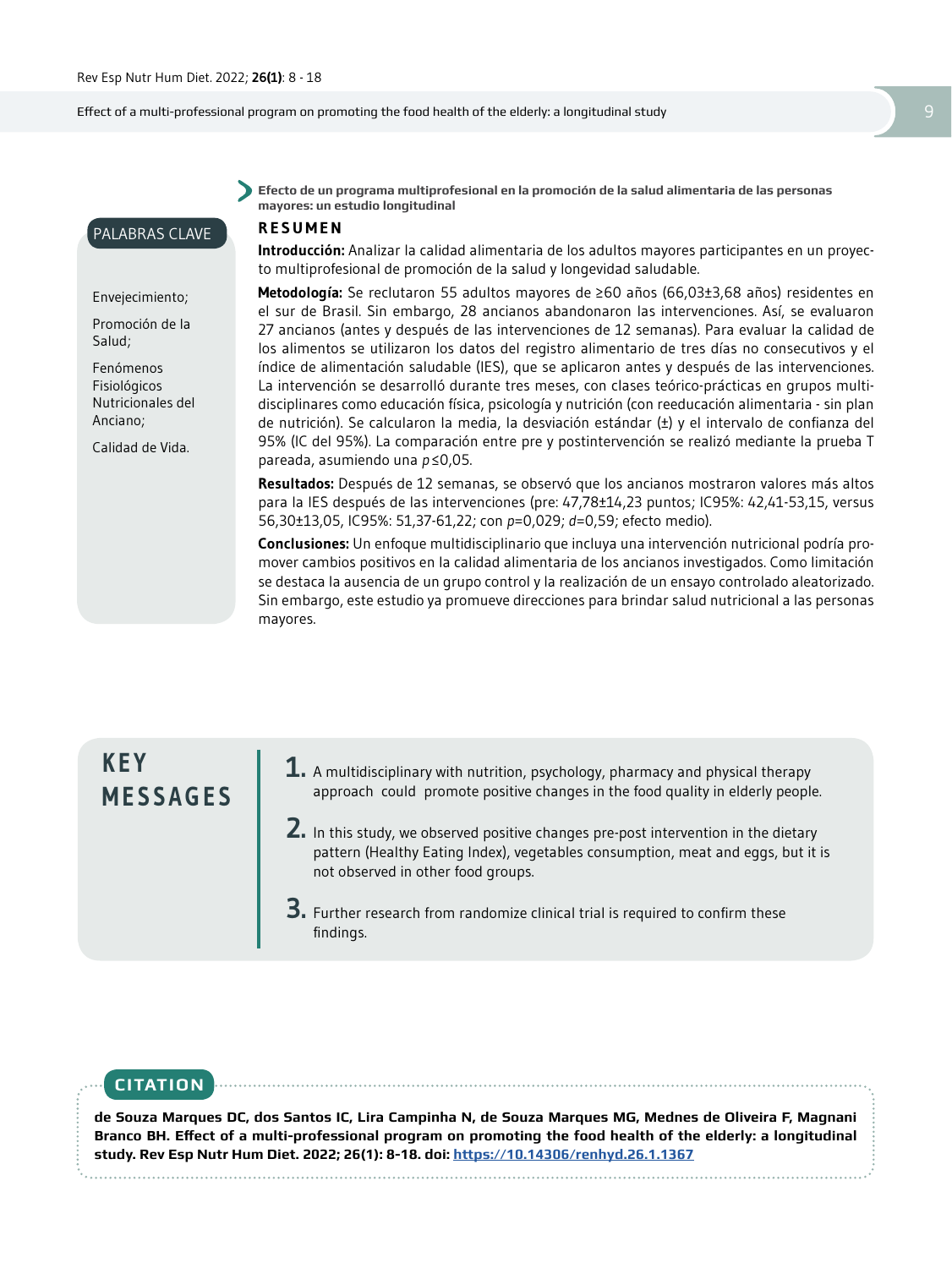**Efecto de un programa multiprofesional en la promoción de la salud alimentaria de las personas mayores: un estudio longitudinal**

## PALABRAS CLAVE

Envejecimiento;

Promoción de la Salud;

Fenómenos Fisiológicos Nutricionales del Anciano;

Calidad de Vida.

## RESUMEN

**Introducción:** Analizar la calidad alimentaria de los adultos mayores participantes en un proyecto multiprofesional de promoción de la salud y longevidad saludable.

**Metodología:** Se reclutaron 55 adultos mayores de ≥60 años (66,03±3,68 años) residentes en el sur de Brasil. Sin embargo, 28 ancianos abandonaron las intervenciones. Así, se evaluaron 27 ancianos (antes y después de las intervenciones de 12 semanas). Para evaluar la calidad de los alimentos se utilizaron los datos del registro alimentario de tres días no consecutivos y el índice de alimentación saludable (IES), que se aplicaron antes y después de las intervenciones. La intervención se desarrolló durante tres meses, con clases teórico-prácticas en grupos multidisciplinares como educación física, psicología y nutrición (con reeducación alimentaria - sin plan de nutrición). Se calcularon la media, la desviación estándar (±) y el intervalo de confianza del 95% (IC del 95%). La comparación entre pre y postintervención se realizó mediante la prueba T pareada, asumiendo una $p \leq 0{,}05$.

**Resultados:** Después de 12 semanas, se observó que los ancianos mostraron valores más altos para la IES después de las intervenciones (pre: 47,78±14,23 puntos; IC95%: 42,41-53,15, versus 56,30±13,05, IC95%: 51,37-61,22; con $p=0{,}029$; $d=0{,}59$; efecto medio).

**Conclusiones:** Un enfoque multidisciplinario que incluya una intervención nutricional podría promover cambios positivos en la calidad alimentaria de los ancianos investigados. Como limitación se destaca la ausencia de un grupo control y la realización de un ensayo controlado aleatorizado. Sin embargo, este estudio ya promueve direcciones para brindar salud nutricional a las personas mayores.

## KEY MESSAGES

1. A multidisciplinary with nutrition, psychology, pharmacy and physical therapy approach could promote positive changes in the food quality in elderly people.
2. In this study, we observed positive changes pre-post intervention in the dietary pattern (Healthy Eating Index), vegetables consumption, meat and eggs, but it is not observed in other food groups.
3. Further research from randomize clinical trial is required to confirm these findings.

## CITATION

**de Souza Marques DC, dos Santos IC, Lira Campinha N, de Souza Marques MG, Mednes de Oliveira F, Magnani Branco BH. Effect of a multi-professional program on promoting the food health of the elderly: a longitudinal study. Rev Esp Nutr Hum Diet. 2022; 26(1): 8-18. doi: https://10.14306/renhyd.26.1.1367**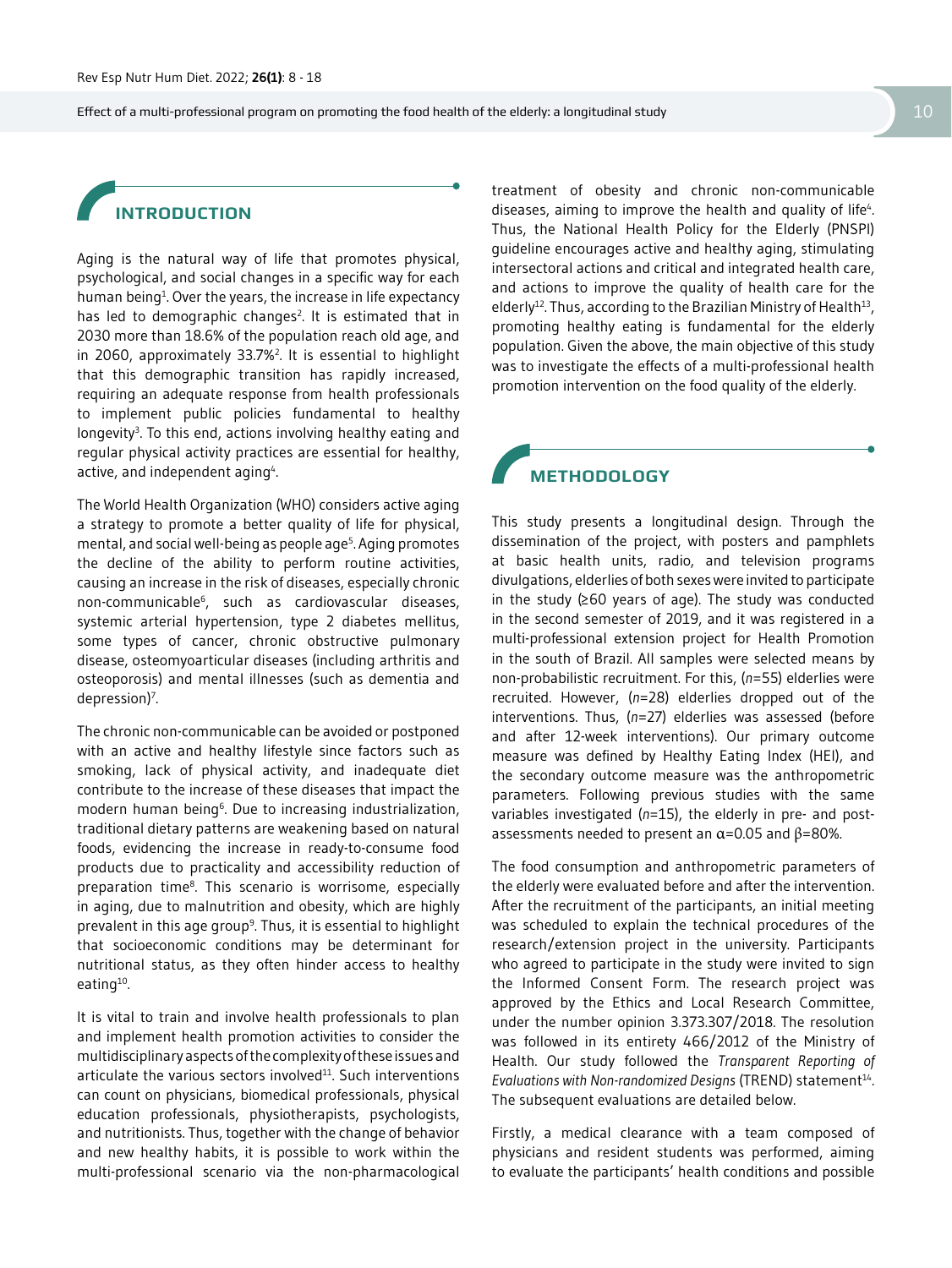## INTRODUCTION

Aging is the natural way of life that promotes physical, psychological, and social changes in a specific way for each human being[1]. Over the years, the increase in life expectancy has led to demographic changes[2]. It is estimated that in 2030 more than 18.6% of the population reach old age, and in 2060, approximately 33.7%[2]. It is essential to highlight that this demographic transition has rapidly increased, requiring an adequate response from health professionals to implement public policies fundamental to healthy longevity[3]. To this end, actions involving healthy eating and regular physical activity practices are essential for healthy, active, and independent aging[4].

The World Health Organization (WHO) considers active aging a strategy to promote a better quality of life for physical, mental, and social well-being as people age[5]. Aging promotes the decline of the ability to perform routine activities, causing an increase in the risk of diseases, especially chronic non-communicable[6], such as cardiovascular diseases, systemic arterial hypertension, type 2 diabetes mellitus, some types of cancer, chronic obstructive pulmonary disease, osteomyoarticular diseases (including arthritis and osteoporosis) and mental illnesses (such as dementia and depression)[7].

The chronic non-communicable can be avoided or postponed with an active and healthy lifestyle since factors such as smoking, lack of physical activity, and inadequate diet contribute to the increase of these diseases that impact the modern human being[6]. Due to increasing industrialization, traditional dietary patterns are weakening based on natural foods, evidencing the increase in ready-to-consume food products due to practicality and accessibility reduction of preparation time[8]. This scenario is worrisome, especially in aging, due to malnutrition and obesity, which are highly prevalent in this age group[9]. Thus, it is essential to highlight that socioeconomic conditions may be determinant for nutritional status, as they often hinder access to healthy eating[10].

It is vital to train and involve health professionals to plan and implement health promotion activities to consider the multidisciplinary aspects of the complexity of these issues and articulate the various sectors involved[11]. Such interventions can count on physicians, biomedical professionals, physical education professionals, physiotherapists, psychologists, and nutritionists. Thus, together with the change of behavior and new healthy habits, it is possible to work within the multi-professional scenario via the non-pharmacological treatment of obesity and chronic non-communicable diseases, aiming to improve the health and quality of life[4]. Thus, the National Health Policy for the Elderly (PNSPI) guideline encourages active and healthy aging, stimulating intersectoral actions and critical and integrated health care, and actions to improve the quality of health care for the elderly[12]. Thus, according to the Brazilian Ministry of Health[13], promoting healthy eating is fundamental for the elderly population. Given the above, the main objective of this study was to investigate the effects of a multi-professional health promotion intervention on the food quality of the elderly.

## METHODOLOGY

This study presents a longitudinal design. Through the dissemination of the project, with posters and pamphlets at basic health units, radio, and television programs divulgations, elderlies of both sexes were invited to participate in the study (≥60 years of age). The study was conducted in the second semester of 2019, and it was registered in a multi-professional extension project for Health Promotion in the south of Brazil. All samples were selected means by non-probabilistic recruitment. For this, ($n$=55) elderlies were recruited. However, ($n$=28) elderlies dropped out of the interventions. Thus, ($n$=27) elderlies was assessed (before and after 12-week interventions). Our primary outcome measure was defined by Healthy Eating Index (HEI), and the secondary outcome measure was the anthropometric parameters. Following previous studies with the same variables investigated ($n$=15), the elderly in pre- and post-assessments needed to present an $\alpha$=0.05 and $\beta$=80%.

The food consumption and anthropometric parameters of the elderly were evaluated before and after the intervention. After the recruitment of the participants, an initial meeting was scheduled to explain the technical procedures of the research/extension project in the university. Participants who agreed to participate in the study were invited to sign the Informed Consent Form. The research project was approved by the Ethics and Local Research Committee, under the number opinion 3.373.307/2018. The resolution was followed in its entirety 466/2012 of the Ministry of Health. Our study followed the *Transparent Reporting of Evaluations with Non-randomized Designs* (TREND) statement[14]. The subsequent evaluations are detailed below.

Firstly, a medical clearance with a team composed of physicians and resident students was performed, aiming to evaluate the participants' health conditions and possible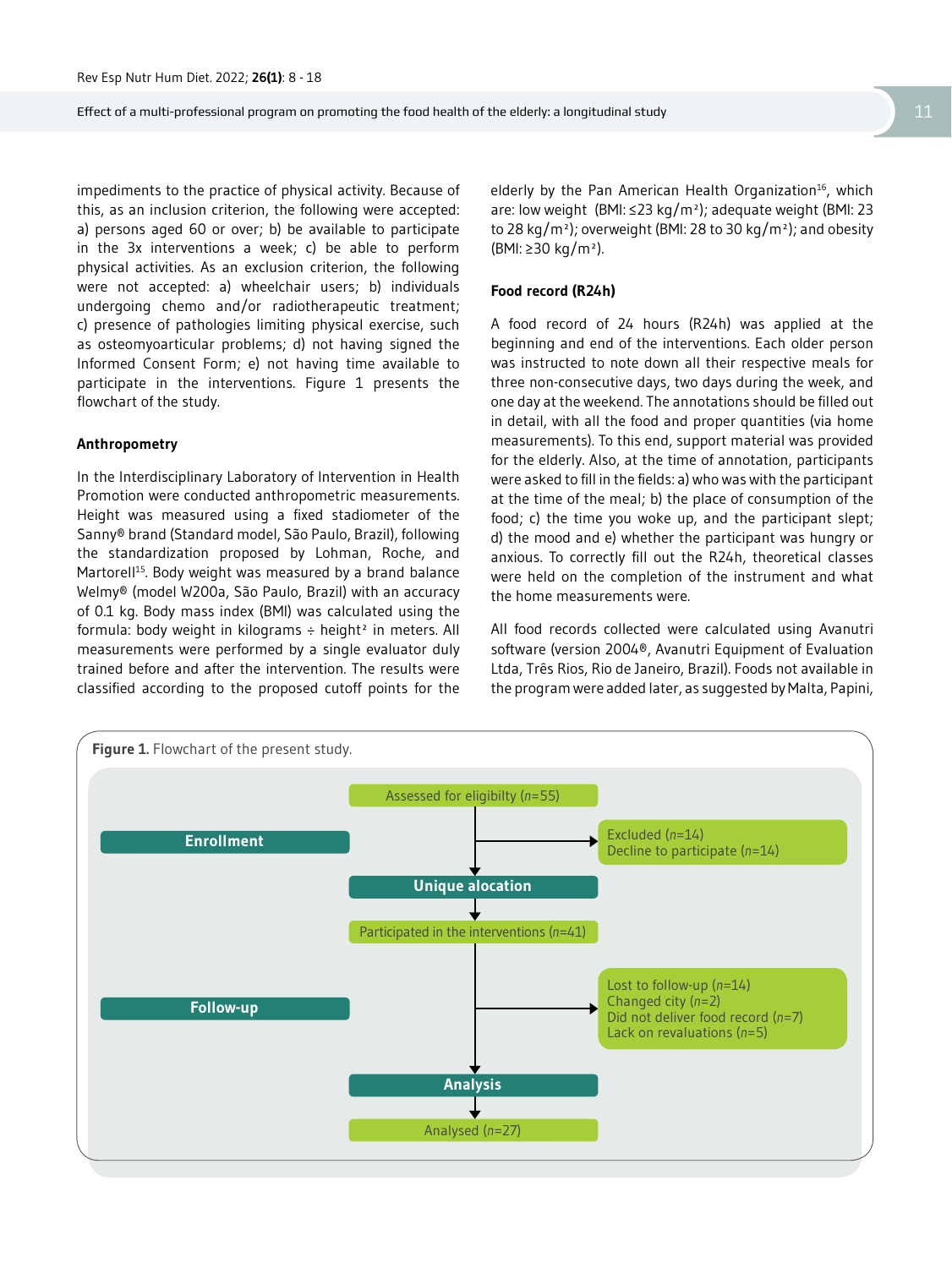impediments to the practice of physical activity. Because of this, as an inclusion criterion, the following were accepted: a) persons aged 60 or over; b) be available to participate in the 3x interventions a week; c) be able to perform physical activities. As an exclusion criterion, the following were not accepted: a) wheelchair users; b) individuals undergoing chemo and/or radiotherapeutic treatment; c) presence of pathologies limiting physical exercise, such as osteomyoarticular problems; d) not having signed the Informed Consent Form; e) not having time available to participate in the interventions. Figure 1 presents the flowchart of the study.

#### Anthropometry

In the Interdisciplinary Laboratory of Intervention in Health Promotion were conducted anthropometric measurements. Height was measured using a fixed stadiometer of the Sanny® brand (Standard model, São Paulo, Brazil), following the standardization proposed by Lohman, Roche, and Martorell[15]. Body weight was measured by a brand balance Welmy® (model W200a, São Paulo, Brazil) with an accuracy of 0.1 kg. Body mass index (BMI) was calculated using the formula: body weight in kilograms ÷ height² in meters. All measurements were performed by a single evaluator duly trained before and after the intervention. The results were classified according to the proposed cutoff points for the elderly by the Pan American Health Organization[16], which are: low weight (BMI: ≤23 kg/m²); adequate weight (BMI: 23 to 28 kg/m²); overweight (BMI: 28 to 30 kg/m²); and obesity (BMI: ≥30 kg/m²).

#### Food record (R24h)

A food record of 24 hours (R24h) was applied at the beginning and end of the interventions. Each older person was instructed to note down all their respective meals for three non-consecutive days, two days during the week, and one day at the weekend. The annotations should be filled out in detail, with all the food and proper quantities (via home measurements). To this end, support material was provided for the elderly. Also, at the time of annotation, participants were asked to fill in the fields: a) who was with the participant at the time of the meal; b) the place of consumption of the food; c) the time you woke up, and the participant slept; d) the mood and e) whether the participant was hungry or anxious. To correctly fill out the R24h, theoretical classes were held on the completion of the instrument and what the home measurements were.

All food records collected were calculated using Avanutri software (version 2004®, Avanutri Equipment of Evaluation Ltda, Três Rios, Rio de Janeiro, Brazil). Foods not available in the program were added later, as suggested by Malta, Papini,

**Figure 1.** Flowchart of the present study.

**Enrollment**

- Assessed for eligibilty (*n*=55)
- Excluded (*n*=14)
  - Decline to participate (*n*=14)

**Unique alocation**

- Participated in the interventions (*n*=41)

**Follow-up**

- Lost to follow-up (*n*=14)
  - Changed city (*n*=2)
  - Did not deliver food record (*n*=7)
  - Lack on revaluations (*n*=5)

**Analysis**

- Analysed (*n*=27)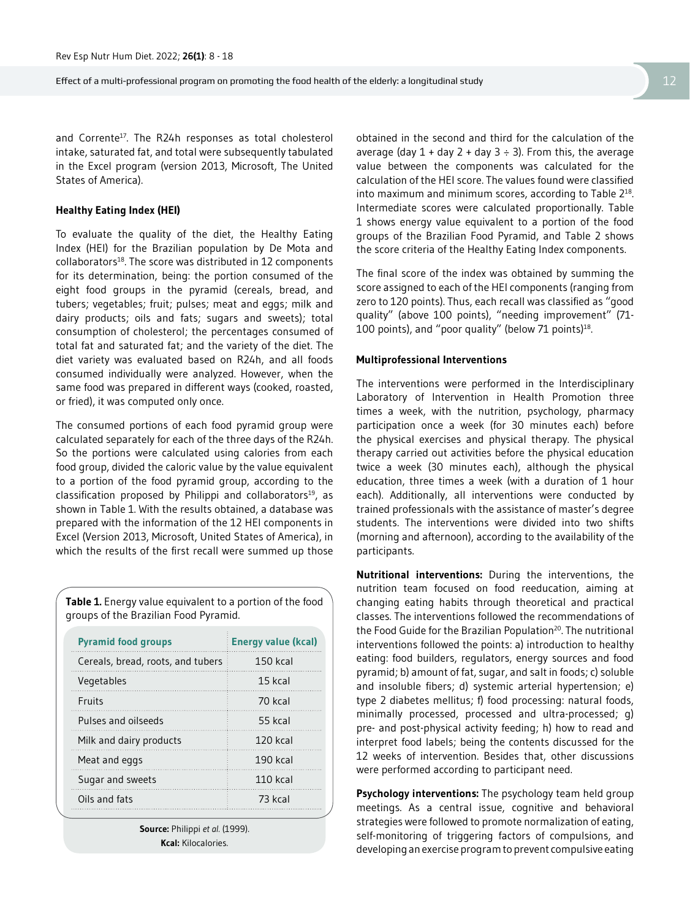and Corrente[17]. The R24h responses as total cholesterol intake, saturated fat, and total were subsequently tabulated in the Excel program (version 2013, Microsoft, The United States of America).

### Healthy Eating Index (HEI)

To evaluate the quality of the diet, the Healthy Eating Index (HEI) for the Brazilian population by De Mota and collaborators[18]. The score was distributed in 12 components for its determination, being: the portion consumed of the eight food groups in the pyramid (cereals, bread, and tubers; vegetables; fruit; pulses; meat and eggs; milk and dairy products; oils and fats; sugars and sweets); total consumption of cholesterol; the percentages consumed of total fat and saturated fat; and the variety of the diet. The diet variety was evaluated based on R24h, and all foods consumed individually were analyzed. However, when the same food was prepared in different ways (cooked, roasted, or fried), it was computed only once.

The consumed portions of each food pyramid group were calculated separately for each of the three days of the R24h. So the portions were calculated using calories from each food group, divided the caloric value by the value equivalent to a portion of the food pyramid group, according to the classification proposed by Philippi and collaborators[19], as shown in Table 1. With the results obtained, a database was prepared with the information of the 12 HEI components in Excel (Version 2013, Microsoft, United States of America), in which the results of the first recall were summed up those obtained in the second and third for the calculation of the average (day 1 + day 2 + day 3 ÷ 3). From this, the average value between the components was calculated for the calculation of the HEI score. The values found were classified into maximum and minimum scores, according to Table 2[18]. Intermediate scores were calculated proportionally. Table 1 shows energy value equivalent to a portion of the food groups of the Brazilian Food Pyramid, and Table 2 shows the score criteria of the Healthy Eating Index components.

The final score of the index was obtained by summing the score assigned to each of the HEI components (ranging from zero to 120 points). Thus, each recall was classified as "good quality" (above 100 points), "needing improvement" (71-100 points), and "poor quality" (below 71 points)[18].

**Table 1.** Energy value equivalent to a portion of the food groups of the Brazilian Food Pyramid.

| Pyramid food groups | Energy value (kcal) |
|---|---|
| Cereals, bread, roots, and tubers | 150 kcal |
| Vegetables | 15 kcal |
| Fruits | 70 kcal |
| Pulses and oilseeds | 55 kcal |
| Milk and dairy products | 120 kcal |
| Meat and eggs | 190 kcal |
| Sugar and sweets | 110 kcal |
| Oils and fats | 73 kcal |

**Source:** Philippi *et al.* (1999).
**Kcal:** Kilocalories.

### Multiprofessional Interventions

The interventions were performed in the Interdisciplinary Laboratory of Intervention in Health Promotion three times a week, with the nutrition, psychology, pharmacy participation once a week (for 30 minutes each) before the physical exercises and physical therapy. The physical therapy carried out activities before the physical education twice a week (30 minutes each), although the physical education, three times a week (with a duration of 1 hour each). Additionally, all interventions were conducted by trained professionals with the assistance of master's degree students. The interventions were divided into two shifts (morning and afternoon), according to the availability of the participants.

**Nutritional interventions:** During the interventions, the nutrition team focused on food reeducation, aiming at changing eating habits through theoretical and practical classes. The interventions followed the recommendations of the Food Guide for the Brazilian Population[20]. The nutritional interventions followed the points: a) introduction to healthy eating: food builders, regulators, energy sources and food pyramid; b) amount of fat, sugar, and salt in foods; c) soluble and insoluble fibers; d) systemic arterial hypertension; e) type 2 diabetes mellitus; f) food processing: natural foods, minimally processed, processed and ultra-processed; g) pre- and post-physical activity feeding; h) how to read and interpret food labels; being the contents discussed for the 12 weeks of intervention. Besides that, other discussions were performed according to participant need.

**Psychology interventions:** The psychology team held group meetings. As a central issue, cognitive and behavioral strategies were followed to promote normalization of eating, self-monitoring of triggering factors of compulsions, and developing an exercise program to prevent compulsive eating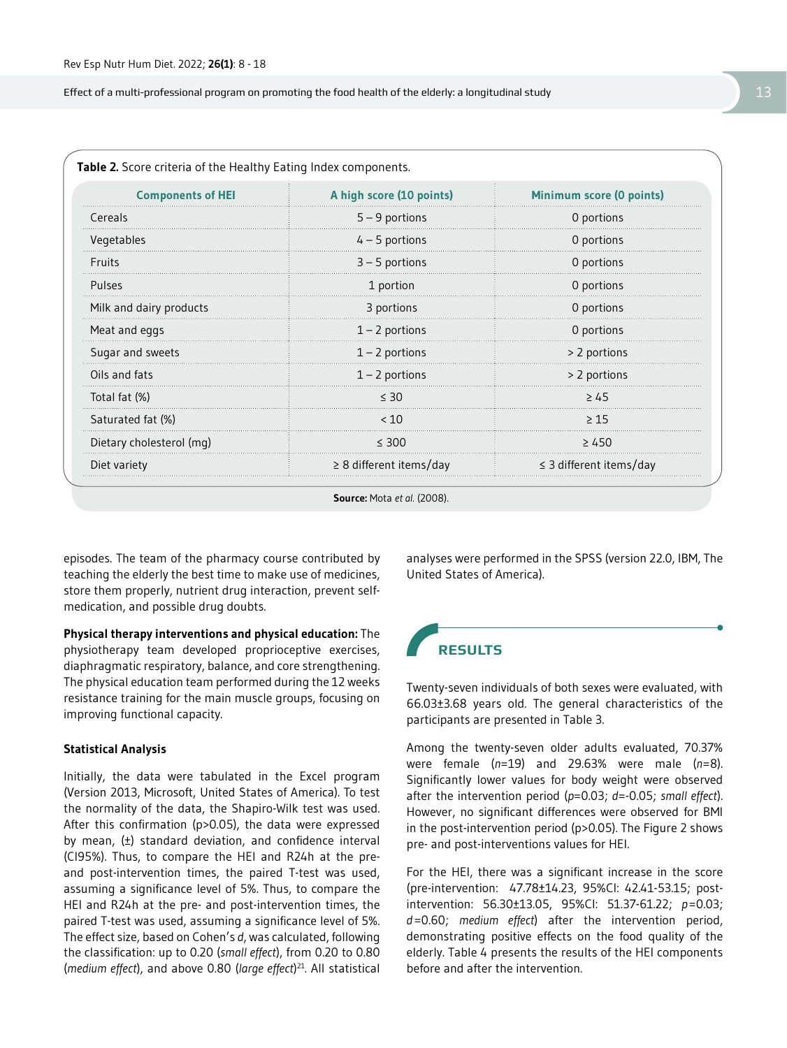**Table 2.** Score criteria of the Healthy Eating Index components.

| Components of HEI | A high score (10 points) | Minimum score (0 points) |
|---|---|---|
| Cereals | 5 – 9 portions | 0 portions |
| Vegetables | 4 – 5 portions | 0 portions |
| Fruits | 3 – 5 portions | 0 portions |
| Pulses | 1 portion | 0 portions |
| Milk and dairy products | 3 portions | 0 portions |
| Meat and eggs | 1 – 2 portions | 0 portions |
| Sugar and sweets | 1 – 2 portions | > 2 portions |
| Oils and fats | 1 – 2 portions | > 2 portions |
| Total fat (%) | ≤ 30 | ≥ 45 |
| Saturated fat (%) | < 10 | ≥ 15 |
| Dietary cholesterol (mg) | ≤ 300 | ≥ 450 |
| Diet variety | ≥ 8 different items/day | ≤ 3 different items/day |

**Source:** Mota *et al.* (2008).

episodes. The team of the pharmacy course contributed by teaching the elderly the best time to make use of medicines, store them properly, nutrient drug interaction, prevent self-medication, and possible drug doubts.

**Physical therapy interventions and physical education:** The physiotherapy team developed proprioceptive exercises, diaphragmatic respiratory, balance, and core strengthening. The physical education team performed during the 12 weeks resistance training for the main muscle groups, focusing on improving functional capacity.

### Statistical Analysis

Initially, the data were tabulated in the Excel program (Version 2013, Microsoft, United States of America). To test the normality of the data, the Shapiro-Wilk test was used. After this confirmation ($p>0.05$), the data were expressed by mean, (±) standard deviation, and confidence interval (CI95%). Thus, to compare the HEI and R24h at the pre- and post-intervention times, the paired T-test was used, assuming a significance level of 5%. Thus, to compare the HEI and R24h at the pre- and post-intervention times, the paired T-test was used, assuming a significance level of 5%. The effect size, based on Cohen's *d*, was calculated, following the classification: up to 0.20 (*small effect*), from 0.20 to 0.80 (*medium effect*), and above 0.80 (*large effect*)[21]. All statistical analyses were performed in the SPSS (version 22.0, IBM, The United States of America).

## RESULTS

Twenty-seven individuals of both sexes were evaluated, with 66.03±3.68 years old. The general characteristics of the participants are presented in Table 3.

Among the twenty-seven older adults evaluated, 70.37% were female ($n$=19) and 29.63% were male ($n$=8). Significantly lower values for body weight were observed after the intervention period ($p$=0.03; $d$=-0.05; *small effect*). However, no significant differences were observed for BMI in the post-intervention period ($p>0.05$). The Figure 2 shows pre- and post-interventions values for HEI.

For the HEI, there was a significant increase in the score (pre-intervention: 47.78±14.23, 95%CI: 42.41-53.15; post-intervention: 56.30±13.05, 95%CI: 51.37-61.22; $p$=0.03; $d$=0.60; *medium effect*) after the intervention period, demonstrating positive effects on the food quality of the elderly. Table 4 presents the results of the HEI components before and after the intervention.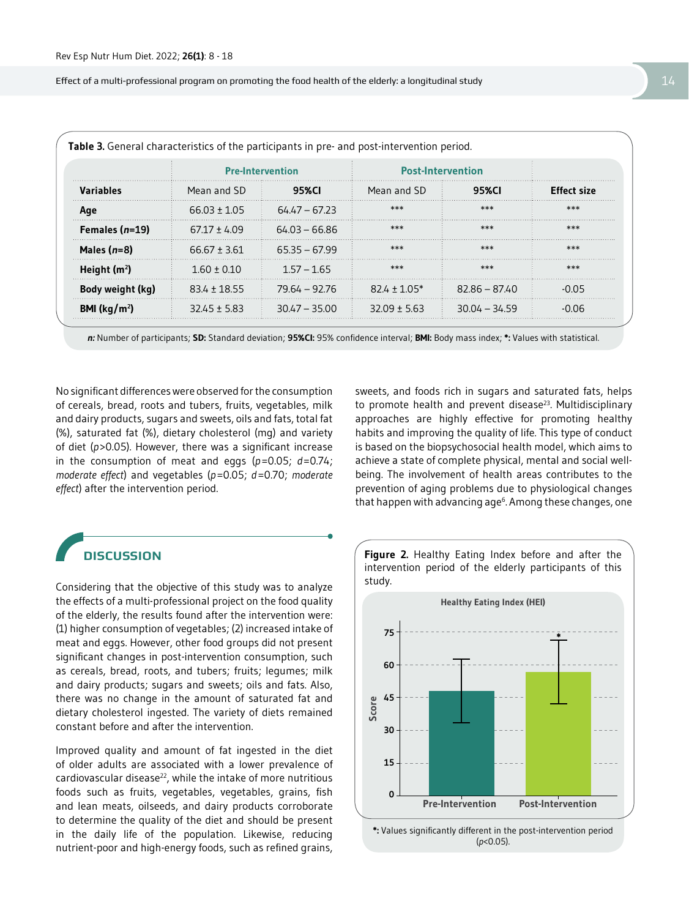**Table 3.** General characteristics of the participants in pre- and post-intervention period.

| | Pre-Intervention | | Post-Intervention | | |
|---|---|---|---|---|---|
| **Variables** | Mean and SD | **95%CI** | Mean and SD | **95%CI** | **Effect size** |
| **Age** | 66.03 ± 1.05 | 64.47 – 67.23 | *** | *** | *** |
| **Females (*n*=19)** | 67.17 ± 4.09 | 64.03 – 66.86 | *** | *** | *** |
| **Males (*n*=8)** | 66.67 ± 3.61 | 65.35 – 67.99 | *** | *** | *** |
| **Height ($m^2$)** | 1.60 ± 0.10 | 1.57 – 1.65 | *** | *** | *** |
| **Body weight (kg)** | 83.4 ± 18.55 | 79.64 – 92.76 | 82.4 ± 1.05* | 82.86 – 87.40 | -0.05 |
| **BMI ($kg/m^2$)** | 32.45 ± 5.83 | 30.47 – 35.00 | 32.09 ± 5.63 | 30.04 – 34.59 | -0.06 |

***n:*** Number of participants; **SD:** Standard deviation; **95%CI:** 95% confidence interval; **BMI:** Body mass index; *****:** Values with statistical.

No significant differences were observed for the consumption of cereals, bread, roots and tubers, fruits, vegetables, milk and dairy products, sugars and sweets, oils and fats, total fat (%), saturated fat (%), dietary cholesterol (mg) and variety of diet ($p$>0.05). However, there was a significant increase in the consumption of meat and eggs ($p$=0.05; $d$=0.74; *moderate effect*) and vegetables ($p$=0.05; $d$=0.70; *moderate effect*) after the intervention period.

## DISCUSSION

Considering that the objective of this study was to analyze the effects of a multi-professional project on the food quality of the elderly, the results found after the intervention were: (1) higher consumption of vegetables; (2) increased intake of meat and eggs. However, other food groups did not present significant changes in post-intervention consumption, such as cereals, bread, roots, and tubers; fruits; legumes; milk and dairy products; sugars and sweets; oils and fats. Also, there was no change in the amount of saturated fat and dietary cholesterol ingested. The variety of diets remained constant before and after the intervention.

Improved quality and amount of fat ingested in the diet of older adults are associated with a lower prevalence of cardiovascular disease[22], while the intake of more nutritious foods such as fruits, vegetables, vegetables, grains, fish and lean meats, oilseeds, and dairy products corroborate to determine the quality of the diet and should be present in the daily life of the population. Likewise, reducing nutrient-poor and high-energy foods, such as refined grains, sweets, and foods rich in sugars and saturated fats, helps to promote health and prevent disease[23]. Multidisciplinary approaches are highly effective for promoting healthy habits and improving the quality of life. This type of conduct is based on the biopsychosocial health model, which aims to achieve a state of complete physical, mental and social well-being. The involvement of health areas contributes to the prevention of aging problems due to physiological changes that happen with advancing age[6]. Among these changes, one

**Figure 2.** Healthy Eating Index before and after the intervention period of the elderly participants of this study.

*: Values significantly different in the post-intervention period ($p$<0.05).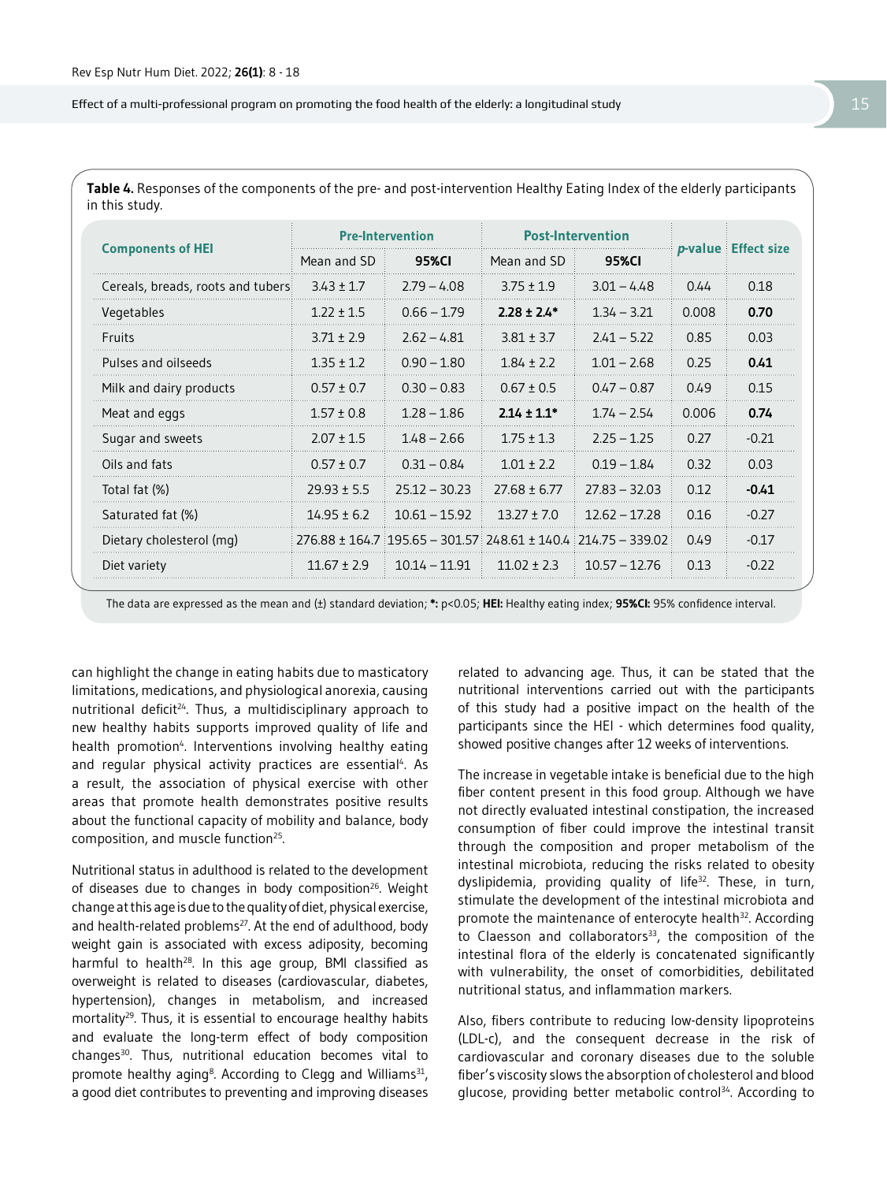**Table 4.** Responses of the components of the pre- and post-intervention Healthy Eating Index of the elderly participants in this study.

| Components of HEI | Pre-Intervention | | Post-Intervention | | *p*-value | Effect size |
|---|---|---|---|---|---|---|
| | Mean and SD | 95%CI | Mean and SD | 95%CI | | |
| Cereals, breads, roots and tubers | 3.43 ± 1.7 | 2.79 – 4.08 | 3.75 ± 1.9 | 3.01 – 4.48 | 0.44 | 0.18 |
| Vegetables | 1.22 ± 1.5 | 0.66 – 1.79 | **2.28 ± 2.4*** | 1.34 – 3.21 | 0.008 | **0.70** |
| Fruits | 3.71 ± 2.9 | 2.62 – 4.81 | 3.81 ± 3.7 | 2.41 – 5.22 | 0.85 | 0.03 |
| Pulses and oilseeds | 1.35 ± 1.2 | 0.90 – 1.80 | 1.84 ± 2.2 | 1.01 – 2.68 | 0.25 | **0.41** |
| Milk and dairy products | 0.57 ± 0.7 | 0.30 – 0.83 | 0.67 ± 0.5 | 0.47 – 0.87 | 0.49 | 0.15 |
| Meat and eggs | 1.57 ± 0.8 | 1.28 – 1.86 | **2.14 ± 1.1*** | 1.74 – 2.54 | 0.006 | **0.74** |
| Sugar and sweets | 2.07 ± 1.5 | 1.48 – 2.66 | 1.75 ± 1.3 | 2.25 – 1.25 | 0.27 | -0.21 |
| Oils and fats | 0.57 ± 0.7 | 0.31 – 0.84 | 1.01 ± 2.2 | 0.19 – 1.84 | 0.32 | 0.03 |
| Total fat (%) | 29.93 ± 5.5 | 25.12 – 30.23 | 27.68 ± 6.77 | 27.83 – 32.03 | 0.12 | **-0.41** |
| Saturated fat (%) | 14.95 ± 6.2 | 10.61 – 15.92 | 13.27 ± 7.0 | 12.62 – 17.28 | 0.16 | -0.27 |
| Dietary cholesterol (mg) | 276.88 ± 164.7 | 195.65 – 301.57 | 248.61 ± 140.4 | 214.75 – 339.02 | 0.49 | -0.17 |
| Diet variety | 11.67 ± 2.9 | 10.14 – 11.91 | 11.02 ± 2.3 | 10.57 – 12.76 | 0.13 | -0.22 |

The data are expressed as the mean and (±) standard deviation; **\*:** $p<0.05$; **HEI:** Healthy eating index; **95%CI:** 95% confidence interval.

can highlight the change in eating habits due to masticatory limitations, medications, and physiological anorexia, causing nutritional deficit[24]. Thus, a multidisciplinary approach to new healthy habits supports improved quality of life and health promotion[4]. Interventions involving healthy eating and regular physical activity practices are essential[4]. As a result, the association of physical exercise with other areas that promote health demonstrates positive results about the functional capacity of mobility and balance, body composition, and muscle function[25].

Nutritional status in adulthood is related to the development of diseases due to changes in body composition[26]. Weight change at this age is due to the quality of diet, physical exercise, and health-related problems[27]. At the end of adulthood, body weight gain is associated with excess adiposity, becoming harmful to health[28]. In this age group, BMI classified as overweight is related to diseases (cardiovascular, diabetes, hypertension), changes in metabolism, and increased mortality[29]. Thus, it is essential to encourage healthy habits and evaluate the long-term effect of body composition changes[30]. Thus, nutritional education becomes vital to promote healthy aging[8]. According to Clegg and Williams[31], a good diet contributes to preventing and improving diseases related to advancing age. Thus, it can be stated that the nutritional interventions carried out with the participants of this study had a positive impact on the health of the participants since the HEI - which determines food quality, showed positive changes after 12 weeks of interventions.

The increase in vegetable intake is beneficial due to the high fiber content present in this food group. Although we have not directly evaluated intestinal constipation, the increased consumption of fiber could improve the intestinal transit through the composition and proper metabolism of the intestinal microbiota, reducing the risks related to obesity dyslipidemia, providing quality of life[32]. These, in turn, stimulate the development of the intestinal microbiota and promote the maintenance of enterocyte health[32]. According to Claesson and collaborators[33], the composition of the intestinal flora of the elderly is concatenated significantly with vulnerability, the onset of comorbidities, debilitated nutritional status, and inflammation markers.

Also, fibers contribute to reducing low-density lipoproteins (LDL-c), and the consequent decrease in the risk of cardiovascular and coronary diseases due to the soluble fiber's viscosity slows the absorption of cholesterol and blood glucose, providing better metabolic control[34]. According to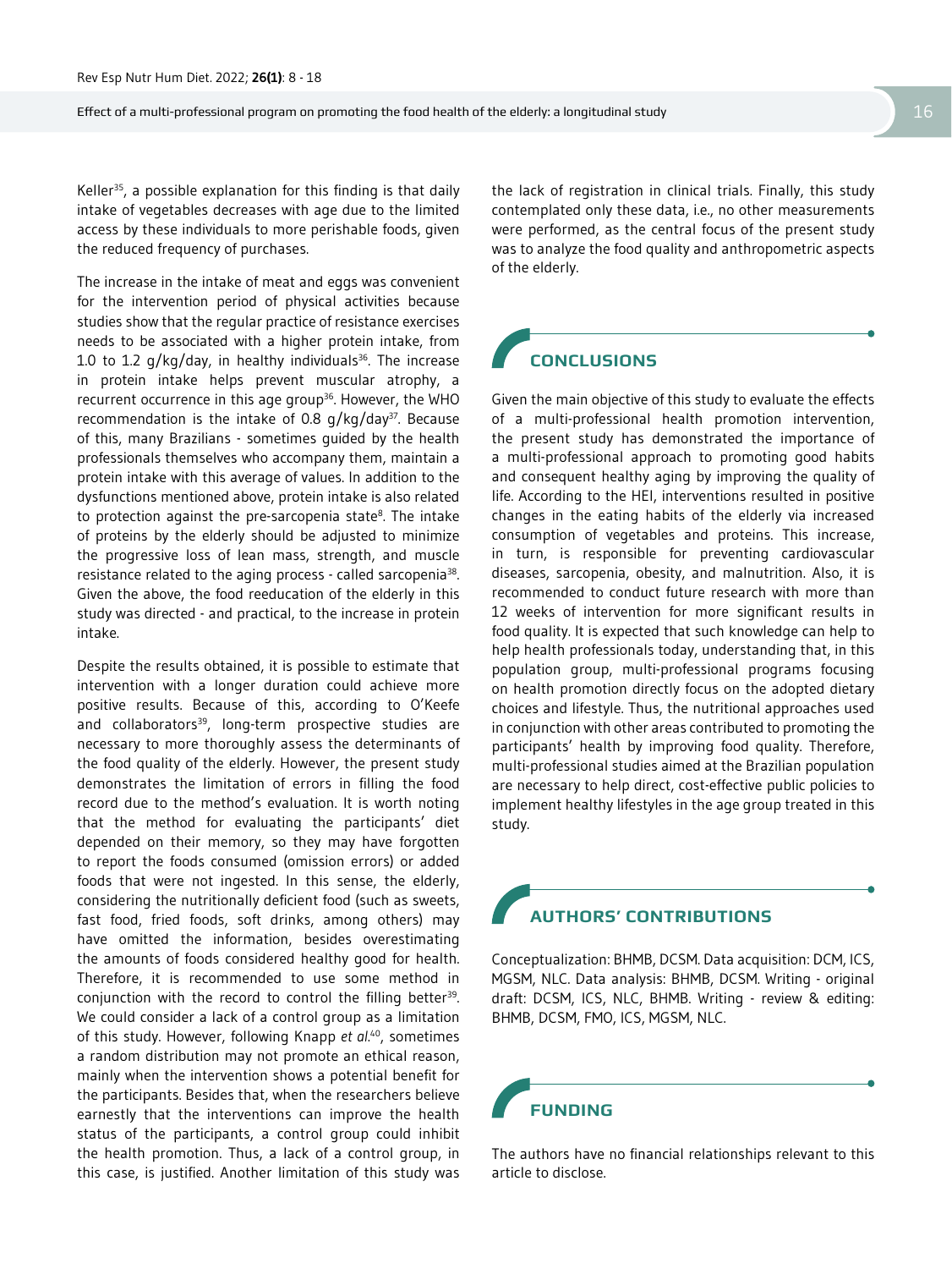Keller[35], a possible explanation for this finding is that daily intake of vegetables decreases with age due to the limited access by these individuals to more perishable foods, given the reduced frequency of purchases.

The increase in the intake of meat and eggs was convenient for the intervention period of physical activities because studies show that the regular practice of resistance exercises needs to be associated with a higher protein intake, from 1.0 to 1.2 g/kg/day, in healthy individuals[36]. The increase in protein intake helps prevent muscular atrophy, a recurrent occurrence in this age group[36]. However, the WHO recommendation is the intake of 0.8 g/kg/day[37]. Because of this, many Brazilians - sometimes guided by the health professionals themselves who accompany them, maintain a protein intake with this average of values. In addition to the dysfunctions mentioned above, protein intake is also related to protection against the pre-sarcopenia state[8]. The intake of proteins by the elderly should be adjusted to minimize the progressive loss of lean mass, strength, and muscle resistance related to the aging process - called sarcopenia[38]. Given the above, the food reeducation of the elderly in this study was directed - and practical, to the increase in protein intake.

Despite the results obtained, it is possible to estimate that intervention with a longer duration could achieve more positive results. Because of this, according to O'Keefe and collaborators[39], long-term prospective studies are necessary to more thoroughly assess the determinants of the food quality of the elderly. However, the present study demonstrates the limitation of errors in filling the food record due to the method's evaluation. It is worth noting that the method for evaluating the participants' diet depended on their memory, so they may have forgotten to report the foods consumed (omission errors) or added foods that were not ingested. In this sense, the elderly, considering the nutritionally deficient food (such as sweets, fast food, fried foods, soft drinks, among others) may have omitted the information, besides overestimating the amounts of foods considered healthy good for health. Therefore, it is recommended to use some method in conjunction with the record to control the filling better[39]. We could consider a lack of a control group as a limitation of this study. However, following Knapp *et al.*[40], sometimes a random distribution may not promote an ethical reason, mainly when the intervention shows a potential benefit for the participants. Besides that, when the researchers believe earnestly that the interventions can improve the health status of the participants, a control group could inhibit the health promotion. Thus, a lack of a control group, in this case, is justified. Another limitation of this study was the lack of registration in clinical trials. Finally, this study contemplated only these data, i.e., no other measurements were performed, as the central focus of the present study was to analyze the food quality and anthropometric aspects of the elderly.

## CONCLUSIONS

Given the main objective of this study to evaluate the effects of a multi-professional health promotion intervention, the present study has demonstrated the importance of a multi-professional approach to promoting good habits and consequent healthy aging by improving the quality of life. According to the HEI, interventions resulted in positive changes in the eating habits of the elderly via increased consumption of vegetables and proteins. This increase, in turn, is responsible for preventing cardiovascular diseases, sarcopenia, obesity, and malnutrition. Also, it is recommended to conduct future research with more than 12 weeks of intervention for more significant results in food quality. It is expected that such knowledge can help to help health professionals today, understanding that, in this population group, multi-professional programs focusing on health promotion directly focus on the adopted dietary choices and lifestyle. Thus, the nutritional approaches used in conjunction with other areas contributed to promoting the participants' health by improving food quality. Therefore, multi-professional studies aimed at the Brazilian population are necessary to help direct, cost-effective public policies to implement healthy lifestyles in the age group treated in this study.

## AUTHORS' CONTRIBUTIONS

Conceptualization: BHMB, DCSM. Data acquisition: DCM, ICS, MGSM, NLC. Data analysis: BHMB, DCSM. Writing - original draft: DCSM, ICS, NLC, BHMB. Writing - review & editing: BHMB, DCSM, FMO, ICS, MGSM, NLC.

## FUNDING

The authors have no financial relationships relevant to this article to disclose.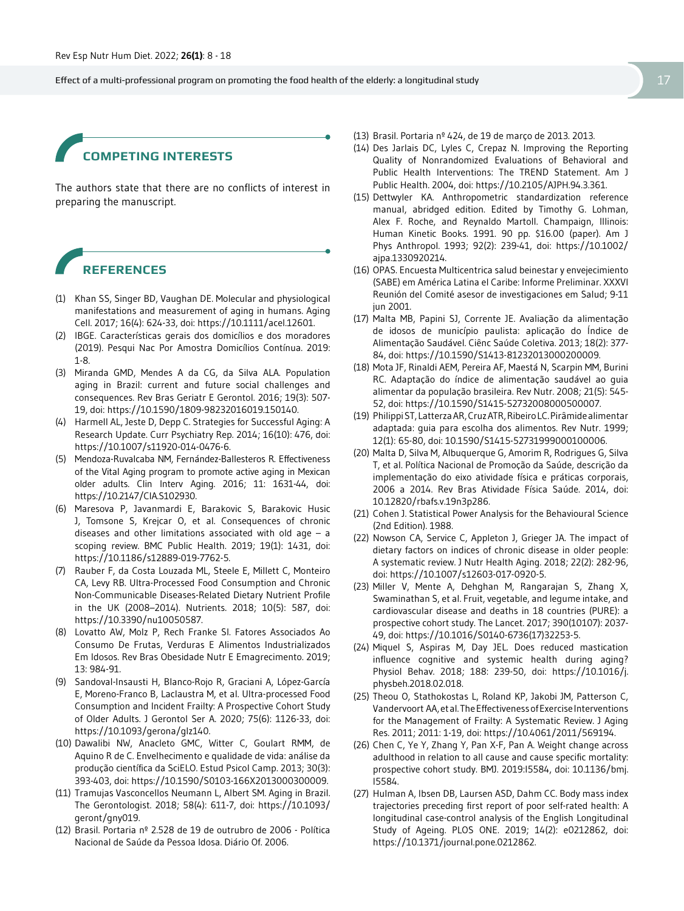## COMPETING INTERESTS

The authors state that there are no conflicts of interest in preparing the manuscript.

## REFERENCES

(1) Khan SS, Singer BD, Vaughan DE. Molecular and physiological manifestations and measurement of aging in humans. Aging Cell. 2017; 16(4): 624-33, doi: https://10.1111/acel.12601.

(2) IBGE. Características gerais dos domicílios e dos moradores (2019). Pesqui Nac Por Amostra Domicílios Contínua. 2019: 1-8.

(3) Miranda GMD, Mendes A da CG, da Silva ALA. Population aging in Brazil: current and future social challenges and consequences. Rev Bras Geriatr E Gerontol. 2016; 19(3): 507-19, doi: https://10.1590/1809-98232016019.150140.

(4) Harmell AL, Jeste D, Depp C. Strategies for Successful Aging: A Research Update. Curr Psychiatry Rep. 2014; 16(10): 476, doi: https://10.1007/s11920-014-0476-6.

(5) Mendoza-Ruvalcaba NM, Fernández-Ballesteros R. Effectiveness of the Vital Aging program to promote active aging in Mexican older adults. Clin Interv Aging. 2016; 11: 1631-44, doi: https://10.2147/CIA.S102930.

(6) Maresova P, Javanmardi E, Barakovic S, Barakovic Husic J, Tomsone S, Krejcar O, et al. Consequences of chronic diseases and other limitations associated with old age – a scoping review. BMC Public Health. 2019; 19(1): 1431, doi: https://10.1186/s12889-019-7762-5.

(7) Rauber F, da Costa Louzada ML, Steele E, Millett C, Monteiro CA, Levy RB. Ultra-Processed Food Consumption and Chronic Non-Communicable Diseases-Related Dietary Nutrient Profile in the UK (2008–2014). Nutrients. 2018; 10(5): 587, doi: https://10.3390/nu10050587.

(8) Lovatto AW, Molz P, Rech Franke SI. Fatores Associados Ao Consumo De Frutas, Verduras E Alimentos Industrializados Em Idosos. Rev Bras Obesidade Nutr E Emagrecimento. 2019; 13: 984-91.

(9) Sandoval-Insausti H, Blanco-Rojo R, Graciani A, López-García E, Moreno-Franco B, Laclaustra M, et al. Ultra-processed Food Consumption and Incident Frailty: A Prospective Cohort Study of Older Adults. J Gerontol Ser A. 2020; 75(6): 1126-33, doi: https://10.1093/gerona/glz140.

(10) Dawalibi NW, Anacleto GMC, Witter C, Goulart RMM, de Aquino R de C. Envelhecimento e qualidade de vida: análise da produção científica da SciELO. Estud Psicol Camp. 2013; 30(3): 393-403, doi: https://10.1590/S0103-166X2013000300009.

(11) Tramujas Vasconcellos Neumann L, Albert SM. Aging in Brazil. The Gerontologist. 2018; 58(4): 611-7, doi: https://10.1093/geront/gny019.

(12) Brasil. Portaria nº 2.528 de 19 de outrubro de 2006 - Política Nacional de Saúde da Pessoa Idosa. Diário Of. 2006.

(13) Brasil. Portaria nº 424, de 19 de março de 2013. 2013.

(14) Des Jarlais DC, Lyles C, Crepaz N. Improving the Reporting Quality of Nonrandomized Evaluations of Behavioral and Public Health Interventions: The TREND Statement. Am J Public Health. 2004, doi: https://10.2105/AJPH.94.3.361.

(15) Dettwyler KA. Anthropometric standardization reference manual, abridged edition. Edited by Timothy G. Lohman, Alex F. Roche, and Reynaldo Martoll. Champaign, Illinois: Human Kinetic Books. 1991. 90 pp. $16.00 (paper). Am J Phys Anthropol. 1993; 92(2): 239-41, doi: https://10.1002/ajpa.1330920214.

(16) OPAS. Encuesta Multicentrica salud beinestar y envejecimiento (SABE) em América Latina el Caribe: Informe Preliminar. XXXVI Reunión del Comité asesor de investigaciones em Salud; 9-11 jun 2001.

(17) Malta MB, Papini SJ, Corrente JE. Avaliação da alimentação de idosos de município paulista: aplicação do Índice de Alimentação Saudável. Ciênc Saúde Coletiva. 2013; 18(2): 377-84, doi: https://10.1590/S1413-81232013000200009.

(18) Mota JF, Rinaldi AEM, Pereira AF, Maestá N, Scarpin MM, Burini RC. Adaptação do índice de alimentação saudável ao guia alimentar da população brasileira. Rev Nutr. 2008; 21(5): 545-52, doi: https://10.1590/S1415-52732008000500007.

(19) Philippi ST, Latterza AR, Cruz ATR, Ribeiro LC. Pirâmide alimentar adaptada: guia para escolha dos alimentos. Rev Nutr. 1999; 12(1): 65-80, doi: 10.1590/S1415-52731999000100006.

(20) Malta D, Silva M, Albuquerque G, Amorim R, Rodrigues G, Silva T, et al. Política Nacional de Promoção da Saúde, descrição da implementação do eixo atividade física e práticas corporais, 2006 a 2014. Rev Bras Atividade Física Saúde. 2014, doi: 10.12820/rbafs.v.19n3p286.

(21) Cohen J. Statistical Power Analysis for the Behavioural Science (2nd Edition). 1988.

(22) Nowson CA, Service C, Appleton J, Grieger JA. The impact of dietary factors on indices of chronic disease in older people: A systematic review. J Nutr Health Aging. 2018; 22(2): 282-96, doi: https://10.1007/s12603-017-0920-5.

(23) Miller V, Mente A, Dehghan M, Rangarajan S, Zhang X, Swaminathan S, et al. Fruit, vegetable, and legume intake, and cardiovascular disease and deaths in 18 countries (PURE): a prospective cohort study. The Lancet. 2017; 390(10107): 2037-49, doi: https://10.1016/S0140-6736(17)32253-5.

(24) Miquel S, Aspiras M, Day JEL. Does reduced mastication influence cognitive and systemic health during aging? Physiol Behav. 2018; 188: 239-50, doi: https://10.1016/j.physbeh.2018.02.018.

(25) Theou O, Stathokostas L, Roland KP, Jakobi JM, Patterson C, Vandervoort AA, et al. The Effectiveness of Exercise Interventions for the Management of Frailty: A Systematic Review. J Aging Res. 2011; 2011: 1-19, doi: https://10.4061/2011/569194.

(26) Chen C, Ye Y, Zhang Y, Pan X-F, Pan A. Weight change across adulthood in relation to all cause and cause specific mortality: prospective cohort study. BMJ. 2019:l5584, doi: 10.1136/bmj.l5584.

(27) Hulman A, Ibsen DB, Laursen ASD, Dahm CC. Body mass index trajectories preceding first report of poor self-rated health: A longitudinal case-control analysis of the English Longitudinal Study of Ageing. PLOS ONE. 2019; 14(2): e0212862, doi: https://10.1371/journal.pone.0212862.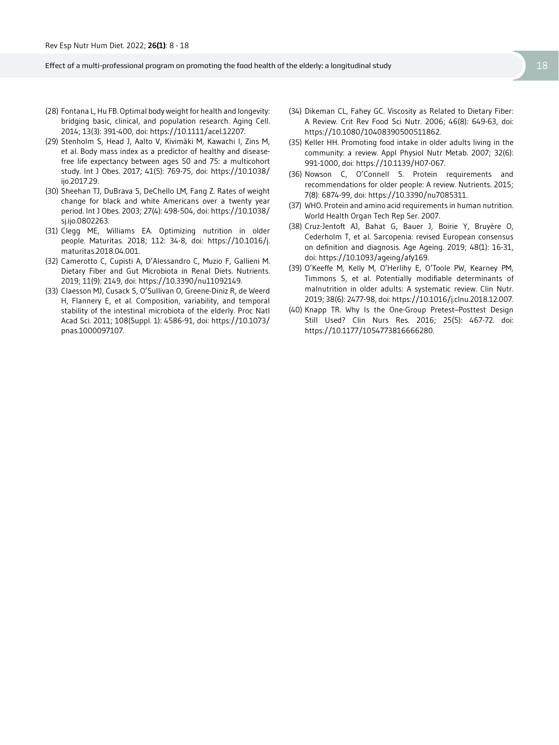(28) Fontana L, Hu FB. Optimal body weight for health and longevity: bridging basic, clinical, and population research. Aging Cell. 2014; 13(3): 391-400, doi: https://10.1111/acel.12207.

(29) Stenholm S, Head J, Aalto V, Kivimäki M, Kawachi I, Zins M, et al. Body mass index as a predictor of healthy and disease-free life expectancy between ages 50 and 75: a multicohort study. Int J Obes. 2017; 41(5): 769-75, doi: https://10.1038/ijo.2017.29.

(30) Sheehan TJ, DuBrava S, DeChello LM, Fang Z. Rates of weight change for black and white Americans over a twenty year period. Int J Obes. 2003; 27(4): 498-504, doi: https://10.1038/sj.ijo.0802263.

(31) Clegg ME, Williams EA. Optimizing nutrition in older people. Maturitas. 2018; 112: 34-8, doi: https://10.1016/j.maturitas.2018.04.001.

(32) Camerotto C, Cupisti A, D'Alessandro C, Muzio F, Gallieni M. Dietary Fiber and Gut Microbiota in Renal Diets. Nutrients. 2019; 11(9): 2149, doi: https://10.3390/nu11092149.

(33) Claesson MJ, Cusack S, O'Sullivan O, Greene-Diniz R, de Weerd H, Flannery E, et al. Composition, variability, and temporal stability of the intestinal microbiota of the elderly. Proc Natl Acad Sci. 2011; 108(Suppl. 1): 4586-91, doi: https://10.1073/pnas.1000097107.

(34) Dikeman CL, Fahey GC. Viscosity as Related to Dietary Fiber: A Review. Crit Rev Food Sci Nutr. 2006; 46(8): 649-63, doi: https://10.1080/10408390500511862.

(35) Keller HH. Promoting food intake in older adults living in the community: a review. Appl Physiol Nutr Metab. 2007; 32(6): 991-1000, doi: https://10.1139/H07-067.

(36) Nowson C, O'Connell S. Protein requirements and recommendations for older people: A review. Nutrients. 2015; 7(8): 6874-99, doi: https://10.3390/nu7085311.

(37) WHO. Protein and amino acid requirements in human nutrition. World Health Organ Tech Rep Ser. 2007.

(38) Cruz-Jentoft AJ, Bahat G, Bauer J, Boirie Y, Bruyère O, Cederholm T, et al. Sarcopenia: revised European consensus on definition and diagnosis. Age Ageing. 2019; 48(1): 16-31, doi: https://10.1093/ageing/afy169.

(39) O'Keeffe M, Kelly M, O'Herlihy E, O'Toole PW, Kearney PM, Timmons S, et al. Potentially modifiable determinants of malnutrition in older adults: A systematic review. Clin Nutr. 2019; 38(6): 2477-98, doi: https://10.1016/j.clnu.2018.12.007.

(40) Knapp TR. Why Is the One-Group Pretest–Posttest Design Still Used? Clin Nurs Res. 2016; 25(5): 467-72. doi: https://10.1177/1054773816666280.